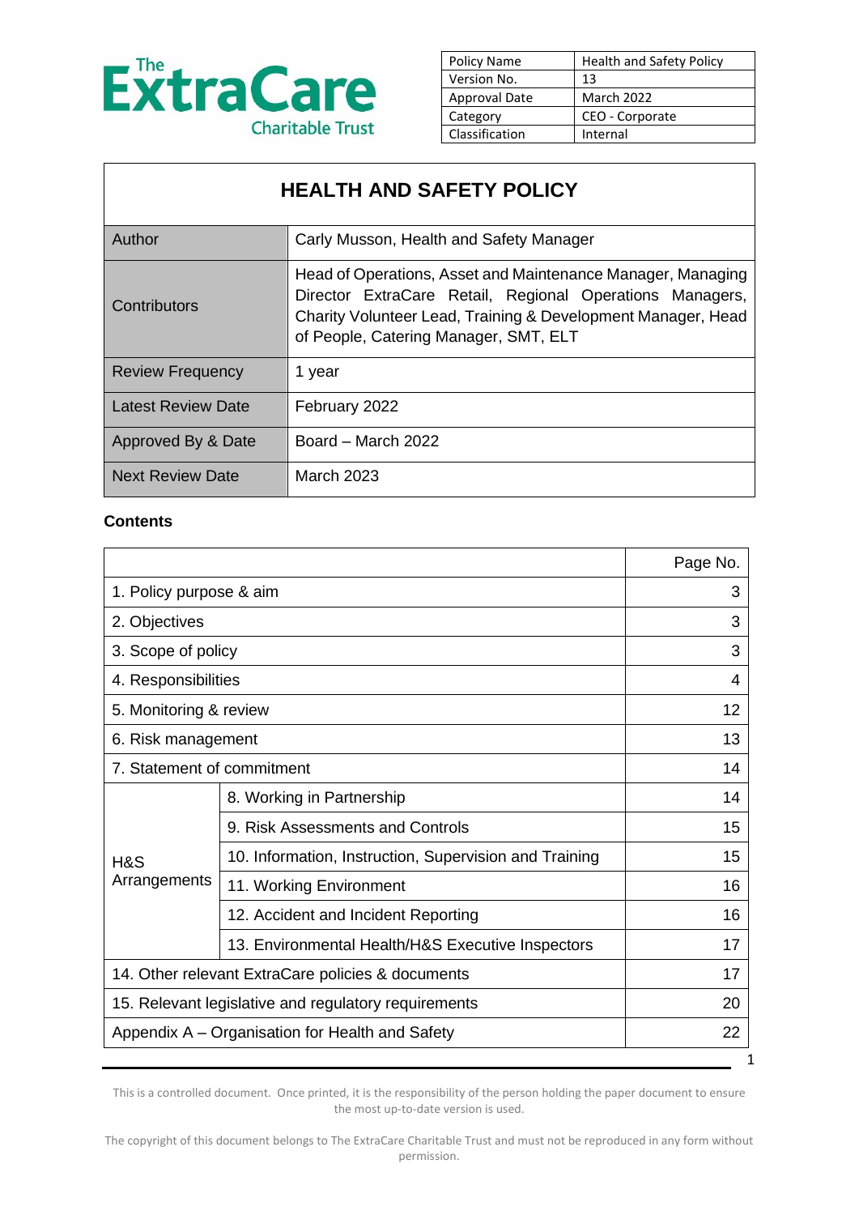The ExtraCare Charitable Trust

| Policy Name | Health and Safety Policy |
|---|---|
| Version No. | 13 |
| Approval Date | March 2022 |
| Category | CEO - Corporate |
| Classification | Internal |

# HEALTH AND SAFETY POLICY

| Author | Carly Musson, Health and Safety Manager |
|---|---|
| Contributors | Head of Operations, Asset and Maintenance Manager, Managing Director ExtraCare Retail, Regional Operations Managers, Charity Volunteer Lead, Training & Development Manager, Head of People, Catering Manager, SMT, ELT |
| Review Frequency | 1 year |
| Latest Review Date | February 2022 |
| Approved By & Date | Board – March 2022 |
| Next Review Date | March 2023 |

**Contents**

| | | Page No. |
|---|---|---|
| 1. Policy purpose & aim | | 3 |
| 2. Objectives | | 3 |
| 3. Scope of policy | | 3 |
| 4. Responsibilities | | 4 |
| 5. Monitoring & review | | 12 |
| 6. Risk management | | 13 |
| 7. Statement of commitment | | 14 |
| H&S Arrangements | 8. Working in Partnership | 14 |
| | 9. Risk Assessments and Controls | 15 |
| | 10. Information, Instruction, Supervision and Training | 15 |
| | 11. Working Environment | 16 |
| | 12. Accident and Incident Reporting | 16 |
| | 13. Environmental Health/H&S Executive Inspectors | 17 |
| 14. Other relevant ExtraCare policies & documents | | 17 |
| 15. Relevant legislative and regulatory requirements | | 20 |
| Appendix A – Organisation for Health and Safety | | 22 |

This is a controlled document. Once printed, it is the responsibility of the person holding the paper document to ensure the most up-to-date version is used.

The copyright of this document belongs to The ExtraCare Charitable Trust and must not be reproduced in any form without permission.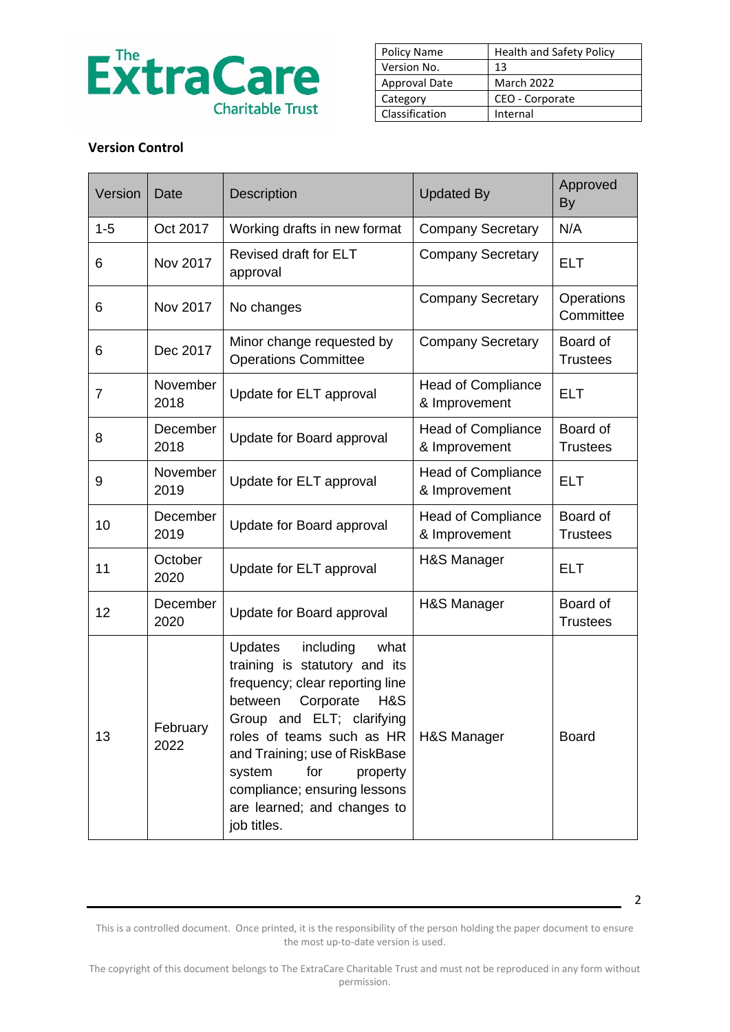| Policy Name | Health and Safety Policy |
|---|---|
| Version No. | 13 |
| Approval Date | March 2022 |
| Category | CEO - Corporate |
| Classification | Internal |

**Version Control**

| Version | Date | Description | Updated By | Approved By |
|---|---|---|---|---|
| 1-5 | Oct 2017 | Working drafts in new format | Company Secretary | N/A |
| 6 | Nov 2017 | Revised draft for ELT approval | Company Secretary | ELT |
| 6 | Nov 2017 | No changes | Company Secretary | Operations Committee |
| 6 | Dec 2017 | Minor change requested by Operations Committee | Company Secretary | Board of Trustees |
| 7 | November 2018 | Update for ELT approval | Head of Compliance & Improvement | ELT |
| 8 | December 2018 | Update for Board approval | Head of Compliance & Improvement | Board of Trustees |
| 9 | November 2019 | Update for ELT approval | Head of Compliance & Improvement | ELT |
| 10 | December 2019 | Update for Board approval | Head of Compliance & Improvement | Board of Trustees |
| 11 | October 2020 | Update for ELT approval | H&S Manager | ELT |
| 12 | December 2020 | Update for Board approval | H&S Manager | Board of Trustees |
| 13 | February 2022 | Updates including what training is statutory and its frequency; clear reporting line between Corporate H&S Group and ELT; clarifying roles of teams such as HR and Training; use of RiskBase system for property compliance; ensuring lessons are learned; and changes to job titles. | H&S Manager | Board |

This is a controlled document. Once printed, it is the responsibility of the person holding the paper document to ensure the most up-to-date version is used.

The copyright of this document belongs to The ExtraCare Charitable Trust and must not be reproduced in any form without permission.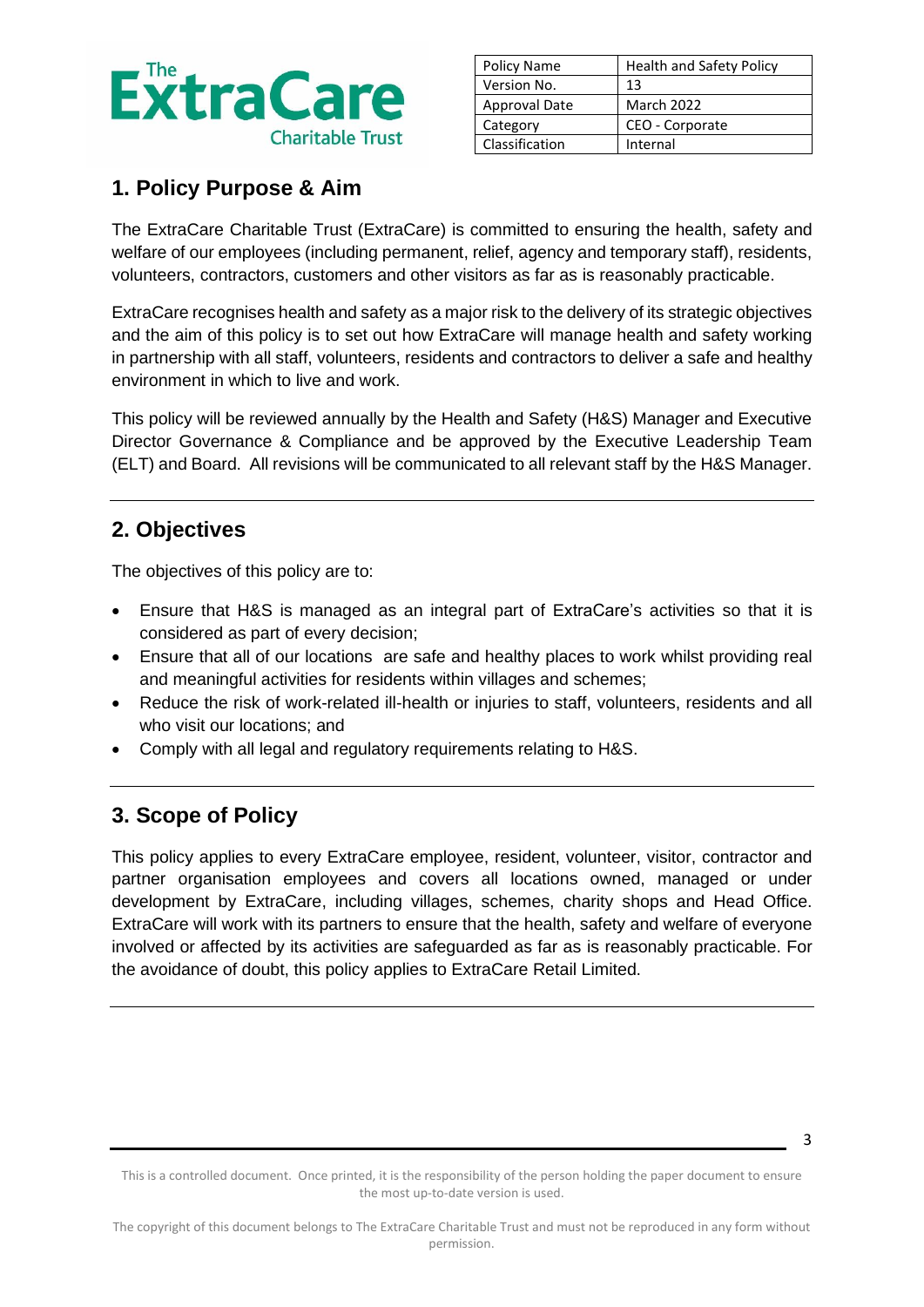| Policy Name | Health and Safety Policy |
| --- | --- |
| Version No. | 13 |
| Approval Date | March 2022 |
| Category | CEO - Corporate |
| Classification | Internal |

## 1. Policy Purpose & Aim

The ExtraCare Charitable Trust (ExtraCare) is committed to ensuring the health, safety and welfare of our employees (including permanent, relief, agency and temporary staff), residents, volunteers, contractors, customers and other visitors as far as is reasonably practicable.

ExtraCare recognises health and safety as a major risk to the delivery of its strategic objectives and the aim of this policy is to set out how ExtraCare will manage health and safety working in partnership with all staff, volunteers, residents and contractors to deliver a safe and healthy environment in which to live and work.

This policy will be reviewed annually by the Health and Safety (H&S) Manager and Executive Director Governance & Compliance and be approved by the Executive Leadership Team (ELT) and Board. All revisions will be communicated to all relevant staff by the H&S Manager.

## 2. Objectives

The objectives of this policy are to:

- Ensure that H&S is managed as an integral part of ExtraCare's activities so that it is considered as part of every decision;
- Ensure that all of our locations are safe and healthy places to work whilst providing real and meaningful activities for residents within villages and schemes;
- Reduce the risk of work-related ill-health or injuries to staff, volunteers, residents and all who visit our locations; and
- Comply with all legal and regulatory requirements relating to H&S.

## 3. Scope of Policy

This policy applies to every ExtraCare employee, resident, volunteer, visitor, contractor and partner organisation employees and covers all locations owned, managed or under development by ExtraCare, including villages, schemes, charity shops and Head Office. ExtraCare will work with its partners to ensure that the health, safety and welfare of everyone involved or affected by its activities are safeguarded as far as is reasonably practicable. For the avoidance of doubt, this policy applies to ExtraCare Retail Limited.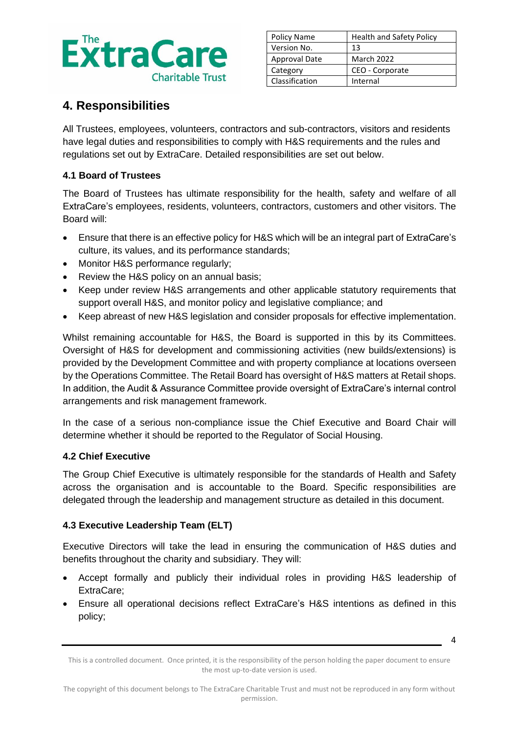| Policy Name | Health and Safety Policy |
| --- | --- |
| Version No. | 13 |
| Approval Date | March 2022 |
| Category | CEO - Corporate |
| Classification | Internal |

## 4. Responsibilities

All Trustees, employees, volunteers, contractors and sub-contractors, visitors and residents have legal duties and responsibilities to comply with H&S requirements and the rules and regulations set out by ExtraCare. Detailed responsibilities are set out below.

### 4.1 Board of Trustees

The Board of Trustees has ultimate responsibility for the health, safety and welfare of all ExtraCare's employees, residents, volunteers, contractors, customers and other visitors. The Board will:

- Ensure that there is an effective policy for H&S which will be an integral part of ExtraCare's culture, its values, and its performance standards;
- Monitor H&S performance regularly;
- Review the H&S policy on an annual basis;
- Keep under review H&S arrangements and other applicable statutory requirements that support overall H&S, and monitor policy and legislative compliance; and
- Keep abreast of new H&S legislation and consider proposals for effective implementation.

Whilst remaining accountable for H&S, the Board is supported in this by its Committees. Oversight of H&S for development and commissioning activities (new builds/extensions) is provided by the Development Committee and with property compliance at locations overseen by the Operations Committee. The Retail Board has oversight of H&S matters at Retail shops. In addition, the Audit & Assurance Committee provide oversight of ExtraCare's internal control arrangements and risk management framework.

In the case of a serious non-compliance issue the Chief Executive and Board Chair will determine whether it should be reported to the Regulator of Social Housing.

### 4.2 Chief Executive

The Group Chief Executive is ultimately responsible for the standards of Health and Safety across the organisation and is accountable to the Board. Specific responsibilities are delegated through the leadership and management structure as detailed in this document.

### 4.3 Executive Leadership Team (ELT)

Executive Directors will take the lead in ensuring the communication of H&S duties and benefits throughout the charity and subsidiary. They will:

- Accept formally and publicly their individual roles in providing H&S leadership of ExtraCare;
- Ensure all operational decisions reflect ExtraCare's H&S intentions as defined in this policy;

This is a controlled document. Once printed, it is the responsibility of the person holding the paper document to ensure the most up-to-date version is used.

The copyright of this document belongs to The ExtraCare Charitable Trust and must not be reproduced in any form without permission.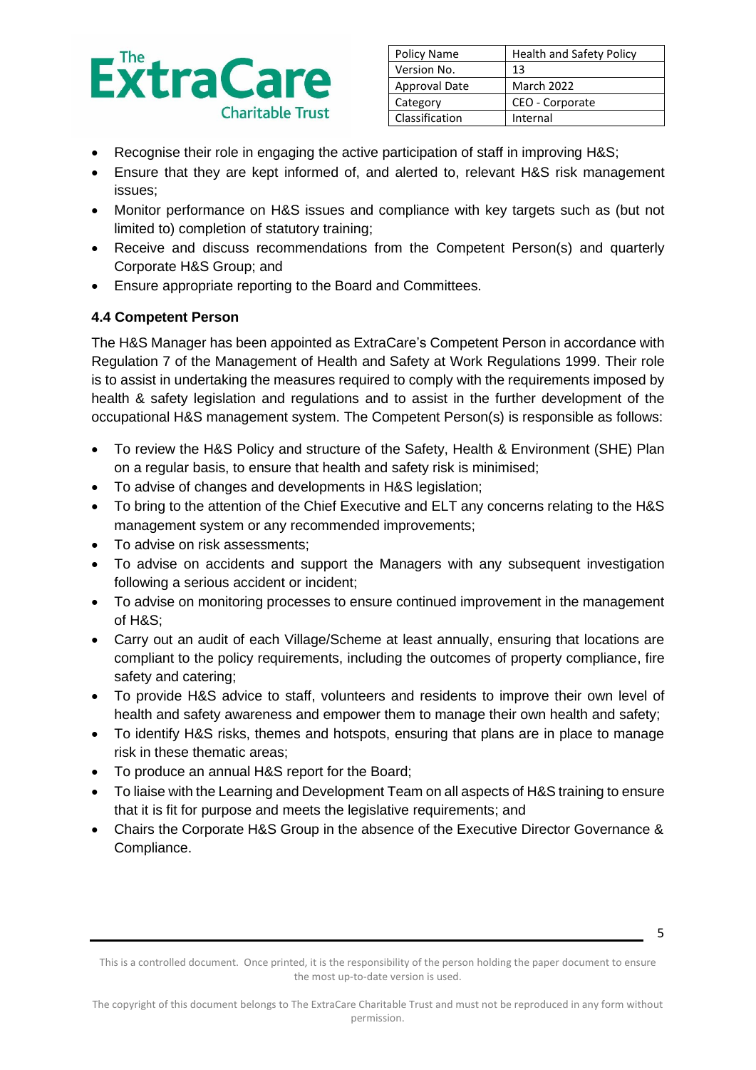- Recognise their role in engaging the active participation of staff in improving H&S;
- Ensure that they are kept informed of, and alerted to, relevant H&S risk management issues;
- Monitor performance on H&S issues and compliance with key targets such as (but not limited to) completion of statutory training;
- Receive and discuss recommendations from the Competent Person(s) and quarterly Corporate H&S Group; and
- Ensure appropriate reporting to the Board and Committees.

#### 4.4 Competent Person

The H&S Manager has been appointed as ExtraCare's Competent Person in accordance with Regulation 7 of the Management of Health and Safety at Work Regulations 1999. Their role is to assist in undertaking the measures required to comply with the requirements imposed by health & safety legislation and regulations and to assist in the further development of the occupational H&S management system. The Competent Person(s) is responsible as follows:

- To review the H&S Policy and structure of the Safety, Health & Environment (SHE) Plan on a regular basis, to ensure that health and safety risk is minimised;
- To advise of changes and developments in H&S legislation;
- To bring to the attention of the Chief Executive and ELT any concerns relating to the H&S management system or any recommended improvements;
- To advise on risk assessments;
- To advise on accidents and support the Managers with any subsequent investigation following a serious accident or incident;
- To advise on monitoring processes to ensure continued improvement in the management of H&S;
- Carry out an audit of each Village/Scheme at least annually, ensuring that locations are compliant to the policy requirements, including the outcomes of property compliance, fire safety and catering;
- To provide H&S advice to staff, volunteers and residents to improve their own level of health and safety awareness and empower them to manage their own health and safety;
- To identify H&S risks, themes and hotspots, ensuring that plans are in place to manage risk in these thematic areas;
- To produce an annual H&S report for the Board;
- To liaise with the Learning and Development Team on all aspects of H&S training to ensure that it is fit for purpose and meets the legislative requirements; and
- Chairs the Corporate H&S Group in the absence of the Executive Director Governance & Compliance.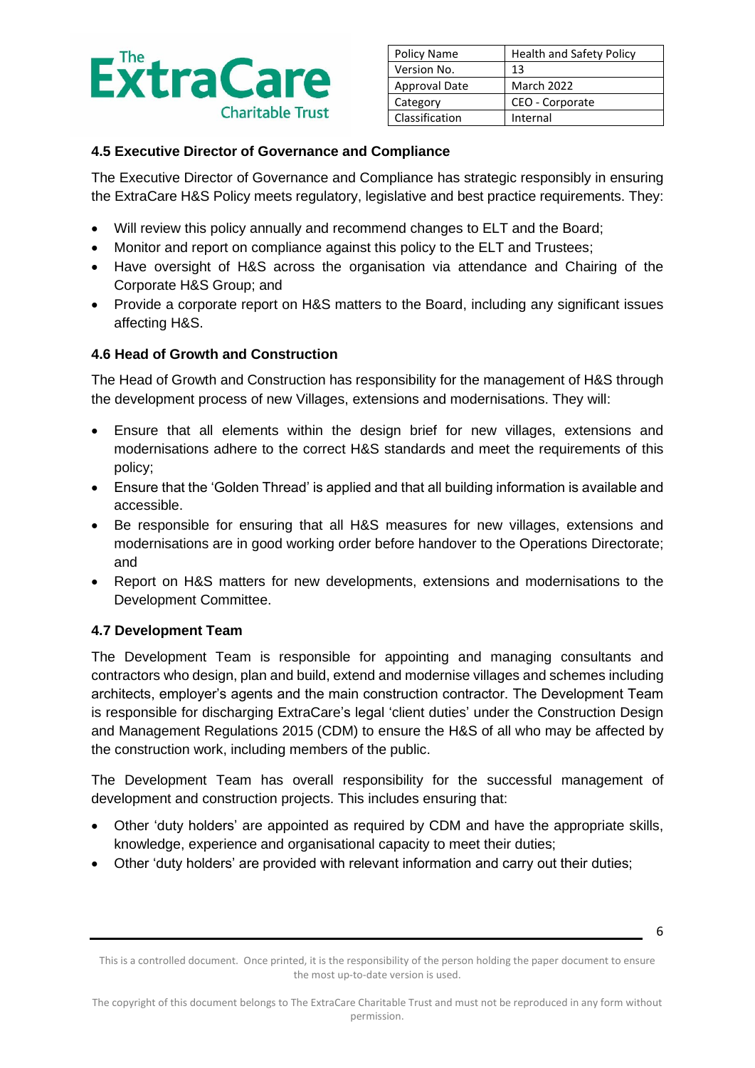### 4.5 Executive Director of Governance and Compliance

The Executive Director of Governance and Compliance has strategic responsibly in ensuring the ExtraCare H&S Policy meets regulatory, legislative and best practice requirements. They:

- Will review this policy annually and recommend changes to ELT and the Board;
- Monitor and report on compliance against this policy to the ELT and Trustees;
- Have oversight of H&S across the organisation via attendance and Chairing of the Corporate H&S Group; and
- Provide a corporate report on H&S matters to the Board, including any significant issues affecting H&S.

### 4.6 Head of Growth and Construction

The Head of Growth and Construction has responsibility for the management of H&S through the development process of new Villages, extensions and modernisations. They will:

- Ensure that all elements within the design brief for new villages, extensions and modernisations adhere to the correct H&S standards and meet the requirements of this policy;
- Ensure that the 'Golden Thread' is applied and that all building information is available and accessible.
- Be responsible for ensuring that all H&S measures for new villages, extensions and modernisations are in good working order before handover to the Operations Directorate; and
- Report on H&S matters for new developments, extensions and modernisations to the Development Committee.

### 4.7 Development Team

The Development Team is responsible for appointing and managing consultants and contractors who design, plan and build, extend and modernise villages and schemes including architects, employer's agents and the main construction contractor. The Development Team is responsible for discharging ExtraCare's legal 'client duties' under the Construction Design and Management Regulations 2015 (CDM) to ensure the H&S of all who may be affected by the construction work, including members of the public.

The Development Team has overall responsibility for the successful management of development and construction projects. This includes ensuring that:

- Other 'duty holders' are appointed as required by CDM and have the appropriate skills, knowledge, experience and organisational capacity to meet their duties;
- Other 'duty holders' are provided with relevant information and carry out their duties;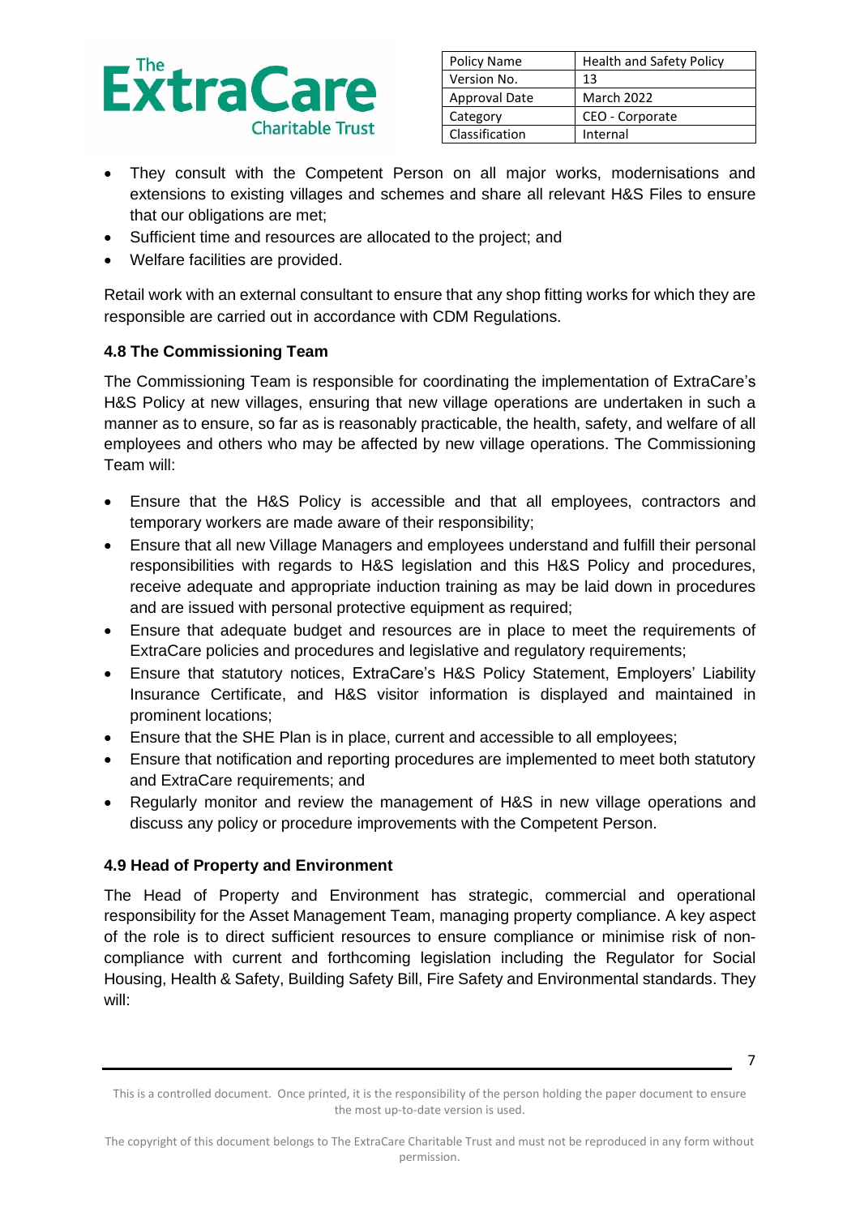- They consult with the Competent Person on all major works, modernisations and extensions to existing villages and schemes and share all relevant H&S Files to ensure that our obligations are met;
- Sufficient time and resources are allocated to the project; and
- Welfare facilities are provided.

Retail work with an external consultant to ensure that any shop fitting works for which they are responsible are carried out in accordance with CDM Regulations.

### 4.8 The Commissioning Team

The Commissioning Team is responsible for coordinating the implementation of ExtraCare's H&S Policy at new villages, ensuring that new village operations are undertaken in such a manner as to ensure, so far as is reasonably practicable, the health, safety, and welfare of all employees and others who may be affected by new village operations. The Commissioning Team will:

- Ensure that the H&S Policy is accessible and that all employees, contractors and temporary workers are made aware of their responsibility;
- Ensure that all new Village Managers and employees understand and fulfill their personal responsibilities with regards to H&S legislation and this H&S Policy and procedures, receive adequate and appropriate induction training as may be laid down in procedures and are issued with personal protective equipment as required;
- Ensure that adequate budget and resources are in place to meet the requirements of ExtraCare policies and procedures and legislative and regulatory requirements;
- Ensure that statutory notices, ExtraCare's H&S Policy Statement, Employers' Liability Insurance Certificate, and H&S visitor information is displayed and maintained in prominent locations;
- Ensure that the SHE Plan is in place, current and accessible to all employees;
- Ensure that notification and reporting procedures are implemented to meet both statutory and ExtraCare requirements; and
- Regularly monitor and review the management of H&S in new village operations and discuss any policy or procedure improvements with the Competent Person.

### 4.9 Head of Property and Environment

The Head of Property and Environment has strategic, commercial and operational responsibility for the Asset Management Team, managing property compliance. A key aspect of the role is to direct sufficient resources to ensure compliance or minimise risk of non-compliance with current and forthcoming legislation including the Regulator for Social Housing, Health & Safety, Building Safety Bill, Fire Safety and Environmental standards. They will: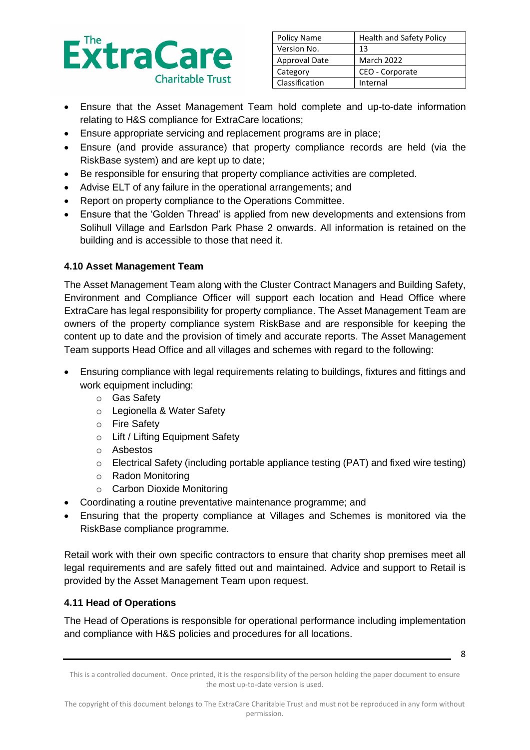- Ensure that the Asset Management Team hold complete and up-to-date information relating to H&S compliance for ExtraCare locations;
- Ensure appropriate servicing and replacement programs are in place;
- Ensure (and provide assurance) that property compliance records are held (via the RiskBase system) and are kept up to date;
- Be responsible for ensuring that property compliance activities are completed.
- Advise ELT of any failure in the operational arrangements; and
- Report on property compliance to the Operations Committee.
- Ensure that the 'Golden Thread' is applied from new developments and extensions from Solihull Village and Earlsdon Park Phase 2 onwards. All information is retained on the building and is accessible to those that need it.

### 4.10 Asset Management Team

The Asset Management Team along with the Cluster Contract Managers and Building Safety, Environment and Compliance Officer will support each location and Head Office where ExtraCare has legal responsibility for property compliance. The Asset Management Team are owners of the property compliance system RiskBase and are responsible for keeping the content up to date and the provision of timely and accurate reports. The Asset Management Team supports Head Office and all villages and schemes with regard to the following:

- Ensuring compliance with legal requirements relating to buildings, fixtures and fittings and work equipment including:
  - Gas Safety
  - Legionella & Water Safety
  - Fire Safety
  - Lift / Lifting Equipment Safety
  - Asbestos
  - Electrical Safety (including portable appliance testing (PAT) and fixed wire testing)
  - Radon Monitoring
  - Carbon Dioxide Monitoring
- Coordinating a routine preventative maintenance programme; and
- Ensuring that the property compliance at Villages and Schemes is monitored via the RiskBase compliance programme.

Retail work with their own specific contractors to ensure that charity shop premises meet all legal requirements and are safely fitted out and maintained. Advice and support to Retail is provided by the Asset Management Team upon request.

### 4.11 Head of Operations

The Head of Operations is responsible for operational performance including implementation and compliance with H&S policies and procedures for all locations.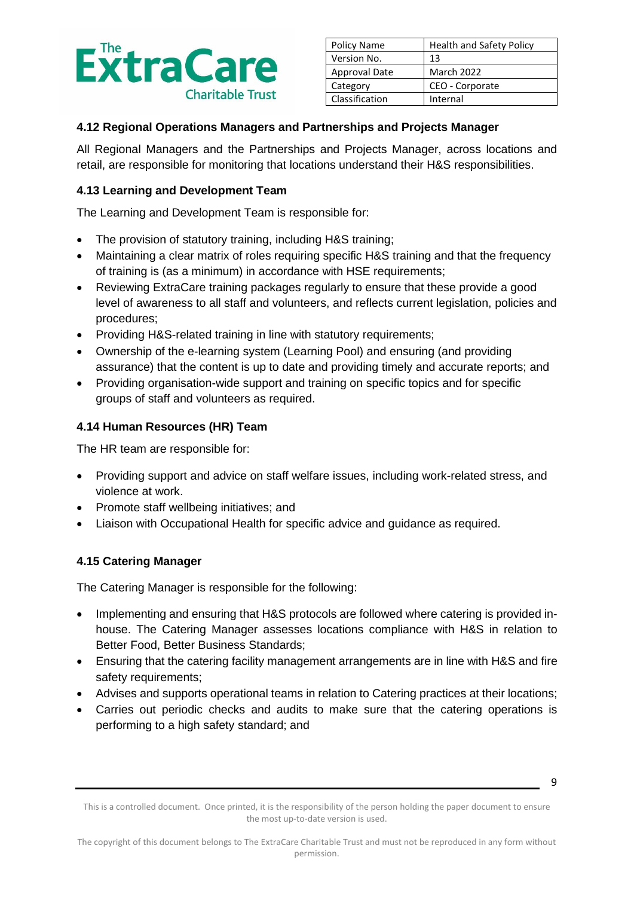### 4.12 Regional Operations Managers and Partnerships and Projects Manager

All Regional Managers and the Partnerships and Projects Manager, across locations and retail, are responsible for monitoring that locations understand their H&S responsibilities.

### 4.13 Learning and Development Team

The Learning and Development Team is responsible for:

- The provision of statutory training, including H&S training;
- Maintaining a clear matrix of roles requiring specific H&S training and that the frequency of training is (as a minimum) in accordance with HSE requirements;
- Reviewing ExtraCare training packages regularly to ensure that these provide a good level of awareness to all staff and volunteers, and reflects current legislation, policies and procedures;
- Providing H&S-related training in line with statutory requirements;
- Ownership of the e-learning system (Learning Pool) and ensuring (and providing assurance) that the content is up to date and providing timely and accurate reports; and
- Providing organisation-wide support and training on specific topics and for specific groups of staff and volunteers as required.

### 4.14 Human Resources (HR) Team

The HR team are responsible for:

- Providing support and advice on staff welfare issues, including work-related stress, and violence at work.
- Promote staff wellbeing initiatives; and
- Liaison with Occupational Health for specific advice and guidance as required.

### 4.15 Catering Manager

The Catering Manager is responsible for the following:

- Implementing and ensuring that H&S protocols are followed where catering is provided in-house. The Catering Manager assesses locations compliance with H&S in relation to Better Food, Better Business Standards;
- Ensuring that the catering facility management arrangements are in line with H&S and fire safety requirements;
- Advises and supports operational teams in relation to Catering practices at their locations;
- Carries out periodic checks and audits to make sure that the catering operations is performing to a high safety standard; and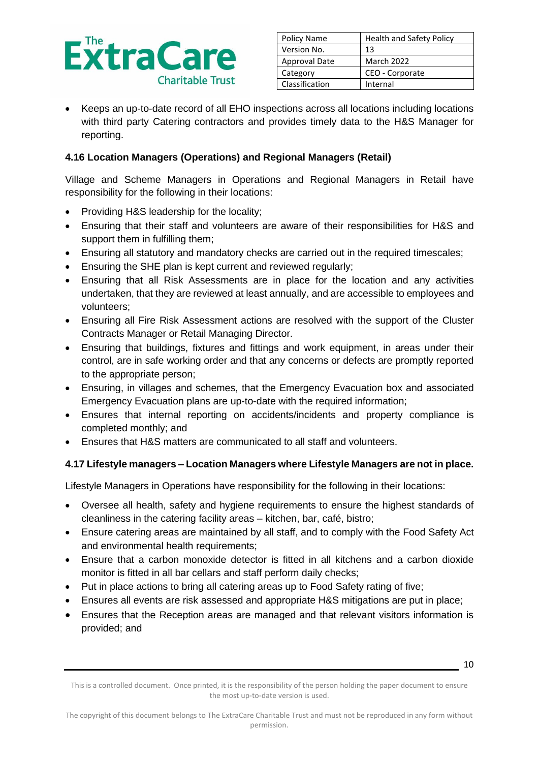- Keeps an up-to-date record of all EHO inspections across all locations including locations with third party Catering contractors and provides timely data to the H&S Manager for reporting.

### 4.16 Location Managers (Operations) and Regional Managers (Retail)

Village and Scheme Managers in Operations and Regional Managers in Retail have responsibility for the following in their locations:

- Providing H&S leadership for the locality;
- Ensuring that their staff and volunteers are aware of their responsibilities for H&S and support them in fulfilling them;
- Ensuring all statutory and mandatory checks are carried out in the required timescales;
- Ensuring the SHE plan is kept current and reviewed regularly;
- Ensuring that all Risk Assessments are in place for the location and any activities undertaken, that they are reviewed at least annually, and are accessible to employees and volunteers;
- Ensuring all Fire Risk Assessment actions are resolved with the support of the Cluster Contracts Manager or Retail Managing Director.
- Ensuring that buildings, fixtures and fittings and work equipment, in areas under their control, are in safe working order and that any concerns or defects are promptly reported to the appropriate person;
- Ensuring, in villages and schemes, that the Emergency Evacuation box and associated Emergency Evacuation plans are up-to-date with the required information;
- Ensures that internal reporting on accidents/incidents and property compliance is completed monthly; and
- Ensures that H&S matters are communicated to all staff and volunteers.

### 4.17 Lifestyle managers – Location Managers where Lifestyle Managers are not in place.

Lifestyle Managers in Operations have responsibility for the following in their locations:

- Oversee all health, safety and hygiene requirements to ensure the highest standards of cleanliness in the catering facility areas – kitchen, bar, café, bistro;
- Ensure catering areas are maintained by all staff, and to comply with the Food Safety Act and environmental health requirements;
- Ensure that a carbon monoxide detector is fitted in all kitchens and a carbon dioxide monitor is fitted in all bar cellars and staff perform daily checks;
- Put in place actions to bring all catering areas up to Food Safety rating of five;
- Ensures all events are risk assessed and appropriate H&S mitigations are put in place;
- Ensures that the Reception areas are managed and that relevant visitors information is provided; and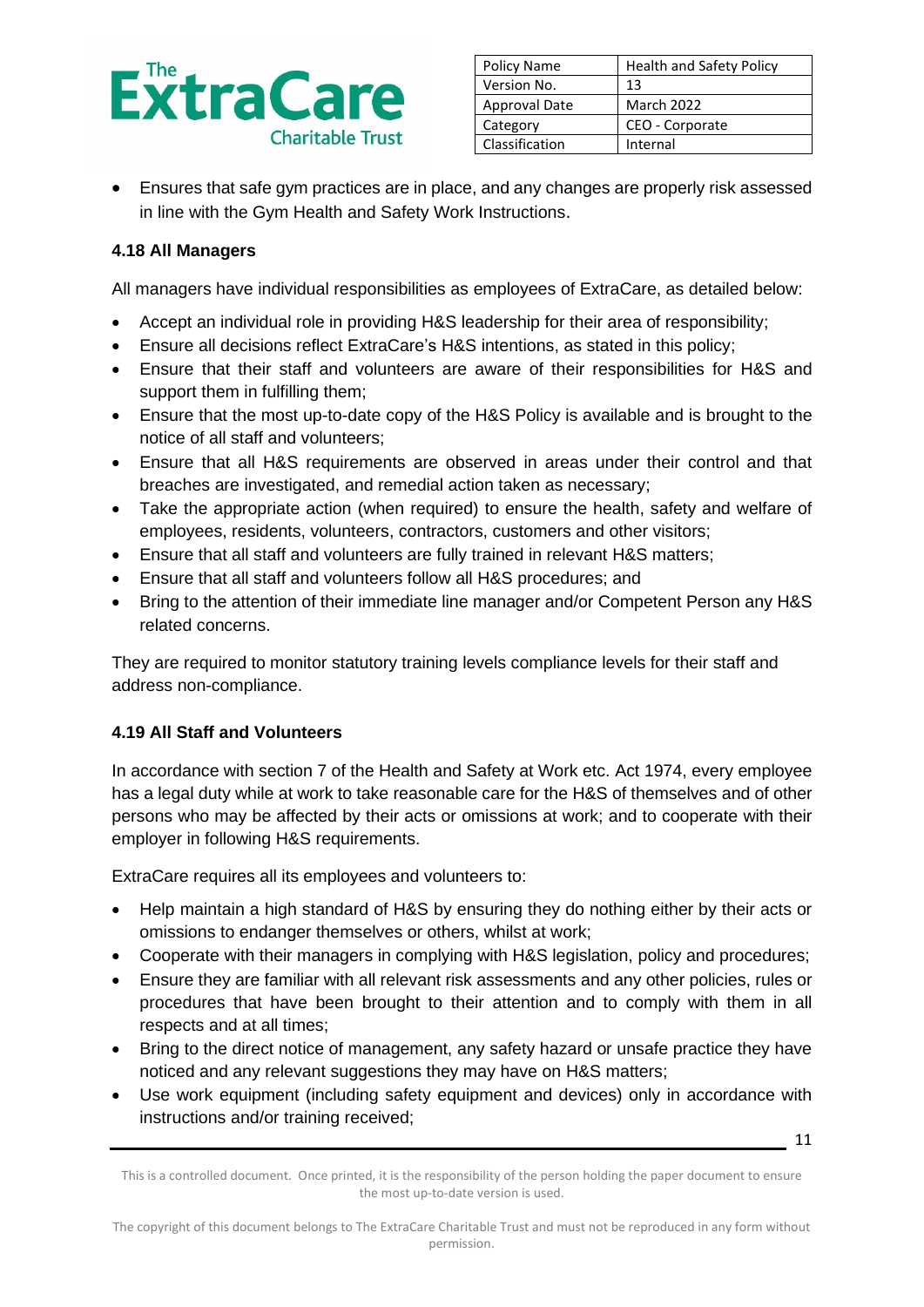- Ensures that safe gym practices are in place, and any changes are properly risk assessed in line with the Gym Health and Safety Work Instructions.

### 4.18 All Managers

All managers have individual responsibilities as employees of ExtraCare, as detailed below:

- Accept an individual role in providing H&S leadership for their area of responsibility;
- Ensure all decisions reflect ExtraCare's H&S intentions, as stated in this policy;
- Ensure that their staff and volunteers are aware of their responsibilities for H&S and support them in fulfilling them;
- Ensure that the most up-to-date copy of the H&S Policy is available and is brought to the notice of all staff and volunteers;
- Ensure that all H&S requirements are observed in areas under their control and that breaches are investigated, and remedial action taken as necessary;
- Take the appropriate action (when required) to ensure the health, safety and welfare of employees, residents, volunteers, contractors, customers and other visitors;
- Ensure that all staff and volunteers are fully trained in relevant H&S matters;
- Ensure that all staff and volunteers follow all H&S procedures; and
- Bring to the attention of their immediate line manager and/or Competent Person any H&S related concerns.

They are required to monitor statutory training levels compliance levels for their staff and address non-compliance.

### 4.19 All Staff and Volunteers

In accordance with section 7 of the Health and Safety at Work etc. Act 1974, every employee has a legal duty while at work to take reasonable care for the H&S of themselves and of other persons who may be affected by their acts or omissions at work; and to cooperate with their employer in following H&S requirements.

ExtraCare requires all its employees and volunteers to:

- Help maintain a high standard of H&S by ensuring they do nothing either by their acts or omissions to endanger themselves or others, whilst at work;
- Cooperate with their managers in complying with H&S legislation, policy and procedures;
- Ensure they are familiar with all relevant risk assessments and any other policies, rules or procedures that have been brought to their attention and to comply with them in all respects and at all times;
- Bring to the direct notice of management, any safety hazard or unsafe practice they have noticed and any relevant suggestions they may have on H&S matters;
- Use work equipment (including safety equipment and devices) only in accordance with instructions and/or training received;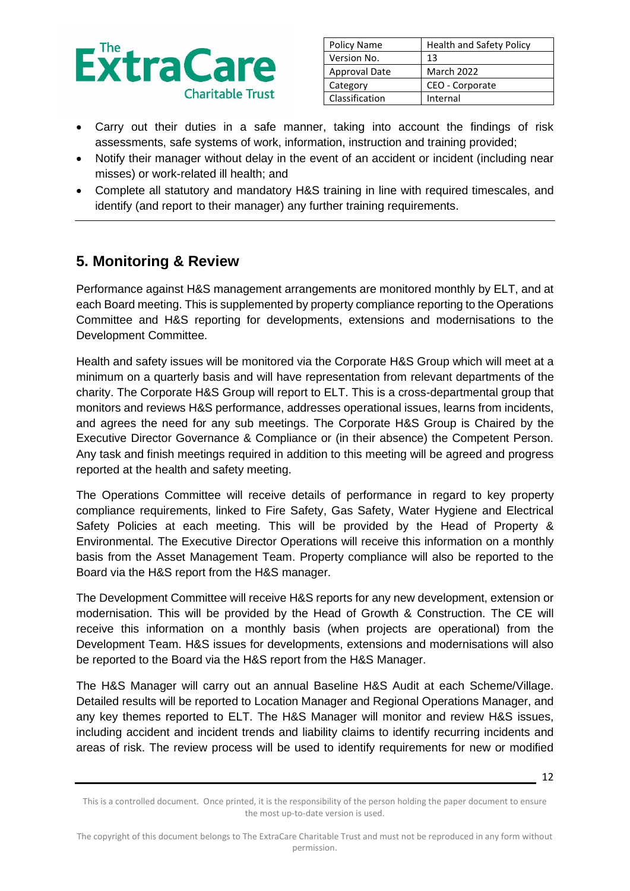- Carry out their duties in a safe manner, taking into account the findings of risk assessments, safe systems of work, information, instruction and training provided;
- Notify their manager without delay in the event of an accident or incident (including near misses) or work-related ill health; and
- Complete all statutory and mandatory H&S training in line with required timescales, and identify (and report to their manager) any further training requirements.

---

## 5. Monitoring & Review

Performance against H&S management arrangements are monitored monthly by ELT, and at each Board meeting. This is supplemented by property compliance reporting to the Operations Committee and H&S reporting for developments, extensions and modernisations to the Development Committee.

Health and safety issues will be monitored via the Corporate H&S Group which will meet at a minimum on a quarterly basis and will have representation from relevant departments of the charity. The Corporate H&S Group will report to ELT. This is a cross-departmental group that monitors and reviews H&S performance, addresses operational issues, learns from incidents, and agrees the need for any sub meetings. The Corporate H&S Group is Chaired by the Executive Director Governance & Compliance or (in their absence) the Competent Person. Any task and finish meetings required in addition to this meeting will be agreed and progress reported at the health and safety meeting.

The Operations Committee will receive details of performance in regard to key property compliance requirements, linked to Fire Safety, Gas Safety, Water Hygiene and Electrical Safety Policies at each meeting. This will be provided by the Head of Property & Environmental. The Executive Director Operations will receive this information on a monthly basis from the Asset Management Team. Property compliance will also be reported to the Board via the H&S report from the H&S manager.

The Development Committee will receive H&S reports for any new development, extension or modernisation. This will be provided by the Head of Growth & Construction. The CE will receive this information on a monthly basis (when projects are operational) from the Development Team. H&S issues for developments, extensions and modernisations will also be reported to the Board via the H&S report from the H&S Manager.

The H&S Manager will carry out an annual Baseline H&S Audit at each Scheme/Village. Detailed results will be reported to Location Manager and Regional Operations Manager, and any key themes reported to ELT. The H&S Manager will monitor and review H&S issues, including accident and incident trends and liability claims to identify recurring incidents and areas of risk. The review process will be used to identify requirements for new or modified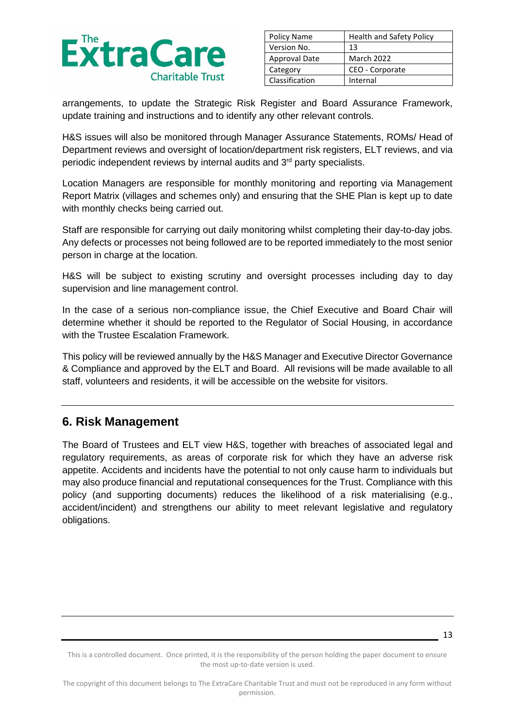arrangements, to update the Strategic Risk Register and Board Assurance Framework, update training and instructions and to identify any other relevant controls.

H&S issues will also be monitored through Manager Assurance Statements, ROMs/ Head of Department reviews and oversight of location/department risk registers, ELT reviews, and via periodic independent reviews by internal audits and 3rd party specialists.

Location Managers are responsible for monthly monitoring and reporting via Management Report Matrix (villages and schemes only) and ensuring that the SHE Plan is kept up to date with monthly checks being carried out.

Staff are responsible for carrying out daily monitoring whilst completing their day-to-day jobs. Any defects or processes not being followed are to be reported immediately to the most senior person in charge at the location.

H&S will be subject to existing scrutiny and oversight processes including day to day supervision and line management control.

In the case of a serious non-compliance issue, the Chief Executive and Board Chair will determine whether it should be reported to the Regulator of Social Housing, in accordance with the Trustee Escalation Framework.

This policy will be reviewed annually by the H&S Manager and Executive Director Governance & Compliance and approved by the ELT and Board. All revisions will be made available to all staff, volunteers and residents, it will be accessible on the website for visitors.

## 6. Risk Management

The Board of Trustees and ELT view H&S, together with breaches of associated legal and regulatory requirements, as areas of corporate risk for which they have an adverse risk appetite. Accidents and incidents have the potential to not only cause harm to individuals but may also produce financial and reputational consequences for the Trust. Compliance with this policy (and supporting documents) reduces the likelihood of a risk materialising (e.g., accident/incident) and strengthens our ability to meet relevant legislative and regulatory obligations.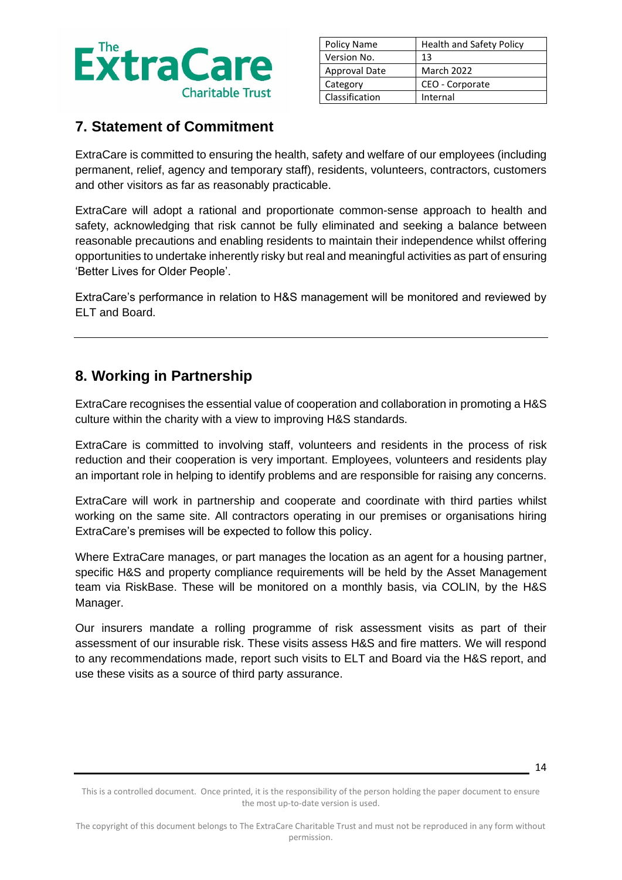## 7. Statement of Commitment

ExtraCare is committed to ensuring the health, safety and welfare of our employees (including permanent, relief, agency and temporary staff), residents, volunteers, contractors, customers and other visitors as far as reasonably practicable.

ExtraCare will adopt a rational and proportionate common-sense approach to health and safety, acknowledging that risk cannot be fully eliminated and seeking a balance between reasonable precautions and enabling residents to maintain their independence whilst offering opportunities to undertake inherently risky but real and meaningful activities as part of ensuring 'Better Lives for Older People'.

ExtraCare's performance in relation to H&S management will be monitored and reviewed by ELT and Board.

---

## 8. Working in Partnership

ExtraCare recognises the essential value of cooperation and collaboration in promoting a H&S culture within the charity with a view to improving H&S standards.

ExtraCare is committed to involving staff, volunteers and residents in the process of risk reduction and their cooperation is very important. Employees, volunteers and residents play an important role in helping to identify problems and are responsible for raising any concerns.

ExtraCare will work in partnership and cooperate and coordinate with third parties whilst working on the same site. All contractors operating in our premises or organisations hiring ExtraCare's premises will be expected to follow this policy.

Where ExtraCare manages, or part manages the location as an agent for a housing partner, specific H&S and property compliance requirements will be held by the Asset Management team via RiskBase. These will be monitored on a monthly basis, via COLIN, by the H&S Manager.

Our insurers mandate a rolling programme of risk assessment visits as part of their assessment of our insurable risk. These visits assess H&S and fire matters. We will respond to any recommendations made, report such visits to ELT and Board via the H&S report, and use these visits as a source of third party assurance.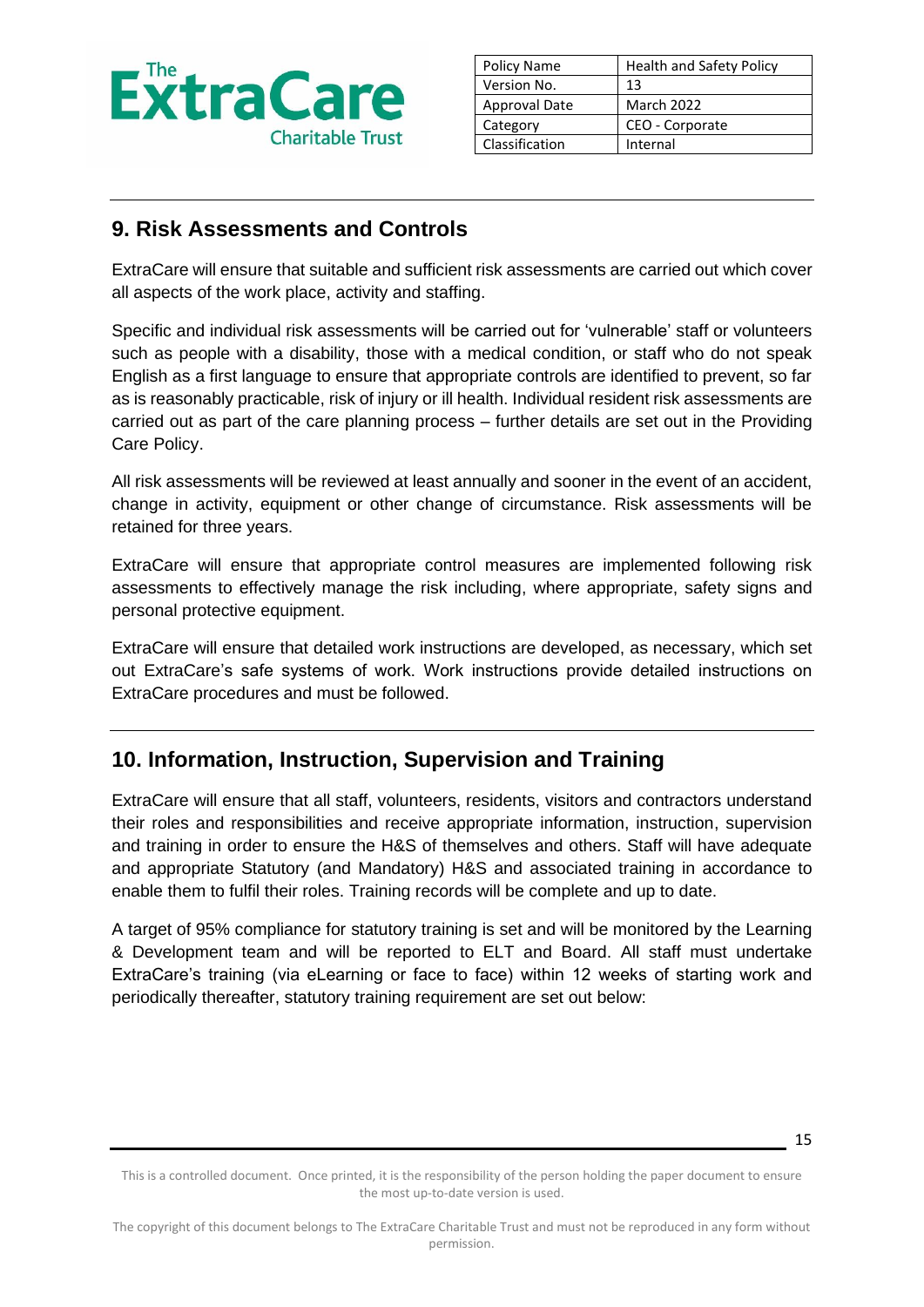## 9. Risk Assessments and Controls

ExtraCare will ensure that suitable and sufficient risk assessments are carried out which cover all aspects of the work place, activity and staffing.

Specific and individual risk assessments will be carried out for 'vulnerable' staff or volunteers such as people with a disability, those with a medical condition, or staff who do not speak English as a first language to ensure that appropriate controls are identified to prevent, so far as is reasonably practicable, risk of injury or ill health. Individual resident risk assessments are carried out as part of the care planning process – further details are set out in the Providing Care Policy.

All risk assessments will be reviewed at least annually and sooner in the event of an accident, change in activity, equipment or other change of circumstance. Risk assessments will be retained for three years.

ExtraCare will ensure that appropriate control measures are implemented following risk assessments to effectively manage the risk including, where appropriate, safety signs and personal protective equipment.

ExtraCare will ensure that detailed work instructions are developed, as necessary, which set out ExtraCare's safe systems of work. Work instructions provide detailed instructions on ExtraCare procedures and must be followed.

## 10. Information, Instruction, Supervision and Training

ExtraCare will ensure that all staff, volunteers, residents, visitors and contractors understand their roles and responsibilities and receive appropriate information, instruction, supervision and training in order to ensure the H&S of themselves and others. Staff will have adequate and appropriate Statutory (and Mandatory) H&S and associated training in accordance to enable them to fulfil their roles. Training records will be complete and up to date.

A target of 95% compliance for statutory training is set and will be monitored by the Learning & Development team and will be reported to ELT and Board. All staff must undertake ExtraCare's training (via eLearning or face to face) within 12 weeks of starting work and periodically thereafter, statutory training requirement are set out below: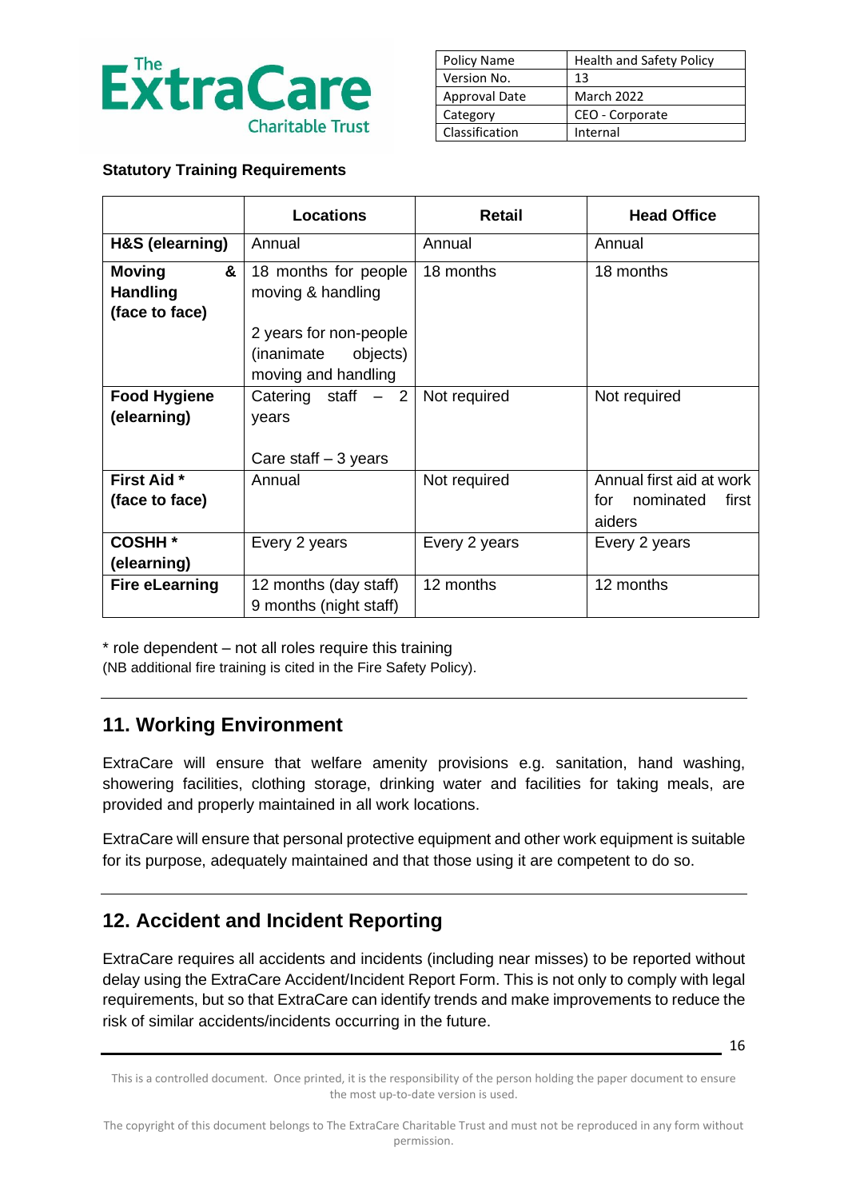**Statutory Training Requirements**

| | Locations | Retail | Head Office |
|---|---|---|---|
| **H&S (elearning)** | Annual | Annual | Annual |
| **Moving & Handling (face to face)** | 18 months for people moving & handling<br><br>2 years for non-people (inanimate objects) moving and handling | 18 months | 18 months |
| **Food Hygiene (elearning)** | Catering staff – 2 years<br><br>Care staff – 3 years | Not required | Not required |
| **First Aid * (face to face)** | Annual | Not required | Annual first aid at work for nominated first aiders |
| **COSHH * (elearning)** | Every 2 years | Every 2 years | Every 2 years |
| **Fire eLearning** | 12 months (day staff)<br>9 months (night staff) | 12 months | 12 months |

* role dependent – not all roles require this training
(NB additional fire training is cited in the Fire Safety Policy).

## 11. Working Environment

ExtraCare will ensure that welfare amenity provisions e.g. sanitation, hand washing, showering facilities, clothing storage, drinking water and facilities for taking meals, are provided and properly maintained in all work locations.

ExtraCare will ensure that personal protective equipment and other work equipment is suitable for its purpose, adequately maintained and that those using it are competent to do so.

## 12. Accident and Incident Reporting

ExtraCare requires all accidents and incidents (including near misses) to be reported without delay using the ExtraCare Accident/Incident Report Form. This is not only to comply with legal requirements, but so that ExtraCare can identify trends and make improvements to reduce the risk of similar accidents/incidents occurring in the future.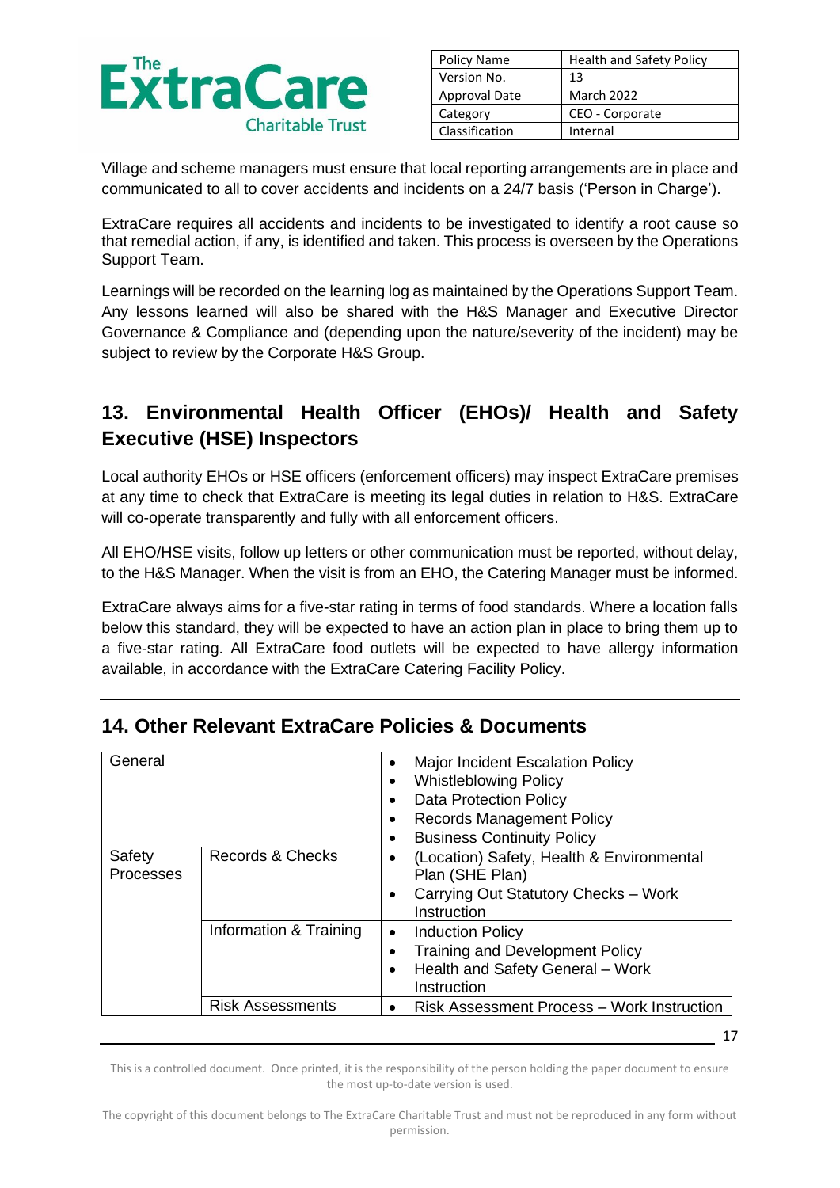Village and scheme managers must ensure that local reporting arrangements are in place and communicated to all to cover accidents and incidents on a 24/7 basis ('Person in Charge').

ExtraCare requires all accidents and incidents to be investigated to identify a root cause so that remedial action, if any, is identified and taken. This process is overseen by the Operations Support Team.

Learnings will be recorded on the learning log as maintained by the Operations Support Team. Any lessons learned will also be shared with the H&S Manager and Executive Director Governance & Compliance and (depending upon the nature/severity of the incident) may be subject to review by the Corporate H&S Group.

## 13. Environmental Health Officer (EHOs)/ Health and Safety Executive (HSE) Inspectors

Local authority EHOs or HSE officers (enforcement officers) may inspect ExtraCare premises at any time to check that ExtraCare is meeting its legal duties in relation to H&S. ExtraCare will co-operate transparently and fully with all enforcement officers.

All EHO/HSE visits, follow up letters or other communication must be reported, without delay, to the H&S Manager. When the visit is from an EHO, the Catering Manager must be informed.

ExtraCare always aims for a five-star rating in terms of food standards. Where a location falls below this standard, they will be expected to have an action plan in place to bring them up to a five-star rating. All ExtraCare food outlets will be expected to have allergy information available, in accordance with the ExtraCare Catering Facility Policy.

## 14. Other Relevant ExtraCare Policies & Documents

| General | | • Major Incident Escalation Policy<br>• Whistleblowing Policy<br>• Data Protection Policy<br>• Records Management Policy<br>• Business Continuity Policy |
|---|---|---|
| Safety Processes | Records & Checks | • (Location) Safety, Health & Environmental Plan (SHE Plan)<br>• Carrying Out Statutory Checks – Work Instruction |
| | Information & Training | • Induction Policy<br>• Training and Development Policy<br>• Health and Safety General – Work Instruction |
| | Risk Assessments | • Risk Assessment Process – Work Instruction |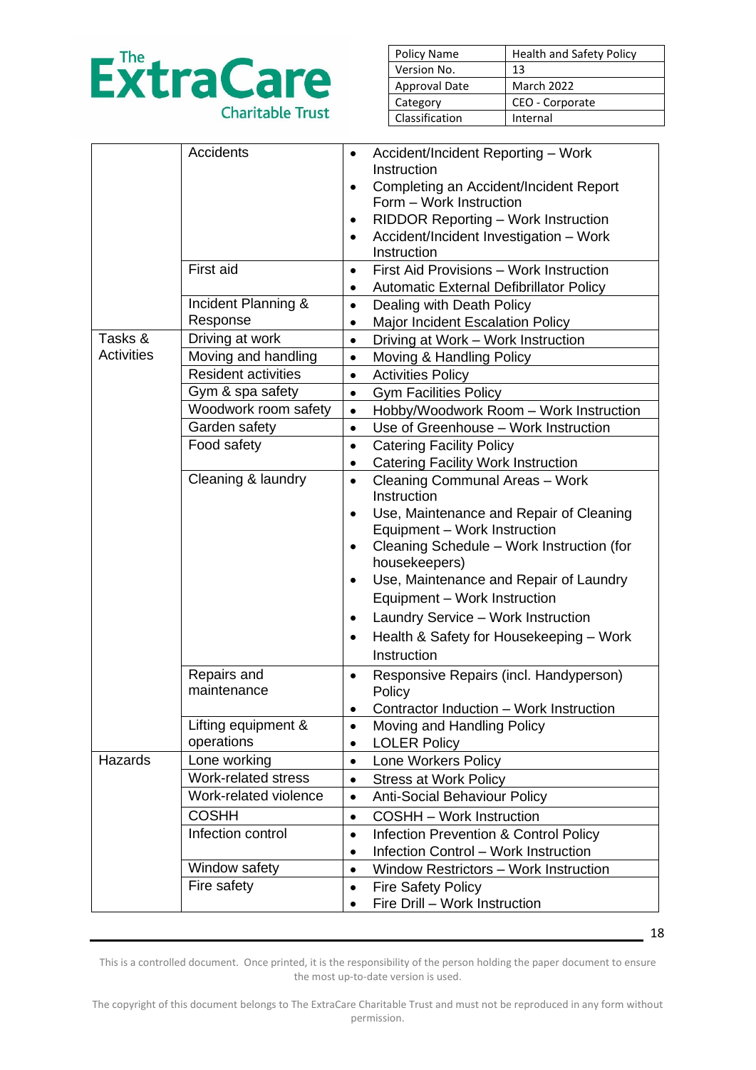| | | |
|---|---|---|
| | Accidents | • Accident/Incident Reporting – Work Instruction<br>• Completing an Accident/Incident Report Form – Work Instruction<br>• RIDDOR Reporting – Work Instruction<br>• Accident/Incident Investigation – Work Instruction |
| | First aid | • First Aid Provisions – Work Instruction<br>• Automatic External Defibrillator Policy |
| | Incident Planning & Response | • Dealing with Death Policy<br>• Major Incident Escalation Policy |
| Tasks & Activities | Driving at work | • Driving at Work – Work Instruction |
| | Moving and handling | • Moving & Handling Policy |
| | Resident activities | • Activities Policy |
| | Gym & spa safety | • Gym Facilities Policy |
| | Woodwork room safety | • Hobby/Woodwork Room – Work Instruction |
| | Garden safety | • Use of Greenhouse – Work Instruction |
| | Food safety | • Catering Facility Policy<br>• Catering Facility Work Instruction |
| | Cleaning & laundry | • Cleaning Communal Areas – Work Instruction<br>• Use, Maintenance and Repair of Cleaning Equipment – Work Instruction<br>• Cleaning Schedule – Work Instruction (for housekeepers)<br>• Use, Maintenance and Repair of Laundry Equipment – Work Instruction<br>• Laundry Service – Work Instruction<br>• Health & Safety for Housekeeping – Work Instruction |
| | Repairs and maintenance | • Responsive Repairs (incl. Handyperson) Policy<br>• Contractor Induction – Work Instruction |
| | Lifting equipment & operations | • Moving and Handling Policy<br>• LOLER Policy |
| Hazards | Lone working | • Lone Workers Policy |
| | Work-related stress | • Stress at Work Policy |
| | Work-related violence | • Anti-Social Behaviour Policy |
| | COSHH | • COSHH – Work Instruction |
| | Infection control | • Infection Prevention & Control Policy<br>• Infection Control – Work Instruction |
| | Window safety | • Window Restrictors – Work Instruction |
| | Fire safety | • Fire Safety Policy<br>• Fire Drill – Work Instruction |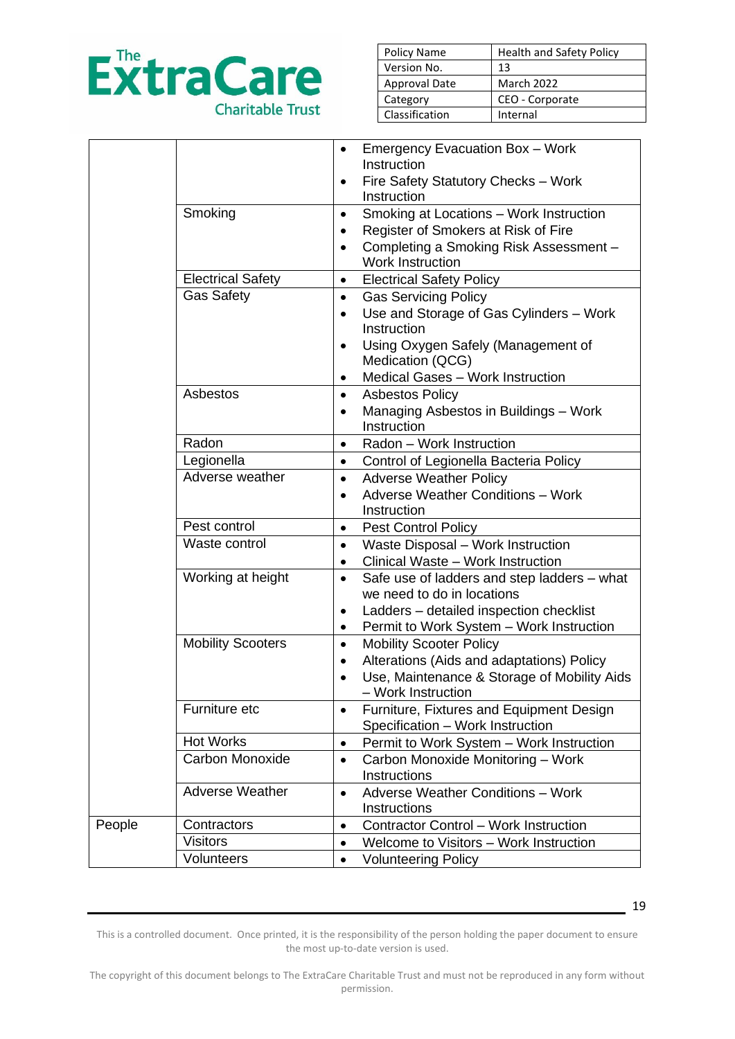| | | |
|---|---|---|
| | | • Emergency Evacuation Box – Work Instruction<br>• Fire Safety Statutory Checks – Work Instruction |
| | Smoking | • Smoking at Locations – Work Instruction<br>• Register of Smokers at Risk of Fire<br>• Completing a Smoking Risk Assessment – Work Instruction |
| | Electrical Safety | • Electrical Safety Policy |
| | Gas Safety | • Gas Servicing Policy<br>• Use and Storage of Gas Cylinders – Work Instruction<br>• Using Oxygen Safely (Management of Medication (QCG)<br>• Medical Gases – Work Instruction |
| | Asbestos | • Asbestos Policy<br>• Managing Asbestos in Buildings – Work Instruction |
| | Radon | • Radon – Work Instruction |
| | Legionella | • Control of Legionella Bacteria Policy |
| | Adverse weather | • Adverse Weather Policy<br>• Adverse Weather Conditions – Work Instruction |
| | Pest control | • Pest Control Policy |
| | Waste control | • Waste Disposal – Work Instruction<br>• Clinical Waste – Work Instruction |
| | Working at height | • Safe use of ladders and step ladders – what we need to do in locations<br>• Ladders – detailed inspection checklist<br>• Permit to Work System – Work Instruction |
| | Mobility Scooters | • Mobility Scooter Policy<br>• Alterations (Aids and adaptations) Policy<br>• Use, Maintenance & Storage of Mobility Aids – Work Instruction |
| | Furniture etc | • Furniture, Fixtures and Equipment Design Specification – Work Instruction |
| | Hot Works | • Permit to Work System – Work Instruction |
| | Carbon Monoxide | • Carbon Monoxide Monitoring – Work Instructions |
| | Adverse Weather | • Adverse Weather Conditions – Work Instructions |
| People | Contractors | • Contractor Control – Work Instruction |
| | Visitors | • Welcome to Visitors – Work Instruction |
| | Volunteers | • Volunteering Policy |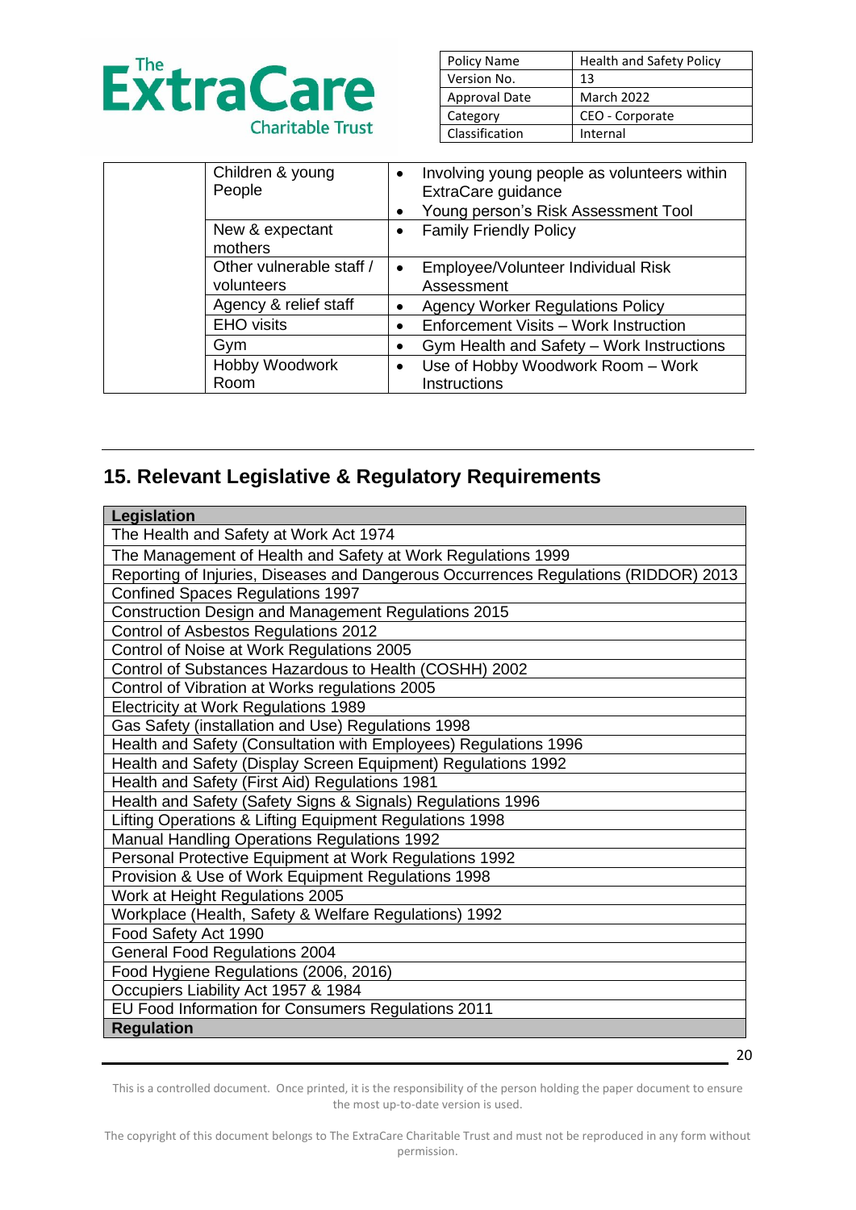| | Children & young People | • Involving young people as volunteers within ExtraCare guidance<br>• Young person's Risk Assessment Tool |
|---|---|---|
| | New & expectant mothers | • Family Friendly Policy |
| | Other vulnerable staff / volunteers | • Employee/Volunteer Individual Risk Assessment |
| | Agency & relief staff | • Agency Worker Regulations Policy |
| | EHO visits | • Enforcement Visits – Work Instruction |
| | Gym | • Gym Health and Safety – Work Instructions |
| | Hobby Woodwork Room | • Use of Hobby Woodwork Room – Work Instructions |

## 15. Relevant Legislative & Regulatory Requirements

| Legislation |
|---|
| The Health and Safety at Work Act 1974 |
| The Management of Health and Safety at Work Regulations 1999 |
| Reporting of Injuries, Diseases and Dangerous Occurrences Regulations (RIDDOR) 2013 |
| Confined Spaces Regulations 1997 |
| Construction Design and Management Regulations 2015 |
| Control of Asbestos Regulations 2012 |
| Control of Noise at Work Regulations 2005 |
| Control of Substances Hazardous to Health (COSHH) 2002 |
| Control of Vibration at Works regulations 2005 |
| Electricity at Work Regulations 1989 |
| Gas Safety (installation and Use) Regulations 1998 |
| Health and Safety (Consultation with Employees) Regulations 1996 |
| Health and Safety (Display Screen Equipment) Regulations 1992 |
| Health and Safety (First Aid) Regulations 1981 |
| Health and Safety (Safety Signs & Signals) Regulations 1996 |
| Lifting Operations & Lifting Equipment Regulations 1998 |
| Manual Handling Operations Regulations 1992 |
| Personal Protective Equipment at Work Regulations 1992 |
| Provision & Use of Work Equipment Regulations 1998 |
| Work at Height Regulations 2005 |
| Workplace (Health, Safety & Welfare Regulations) 1992 |
| Food Safety Act 1990 |
| General Food Regulations 2004 |
| Food Hygiene Regulations (2006, 2016) |
| Occupiers Liability Act 1957 & 1984 |
| EU Food Information for Consumers Regulations 2011 |
| **Regulation** |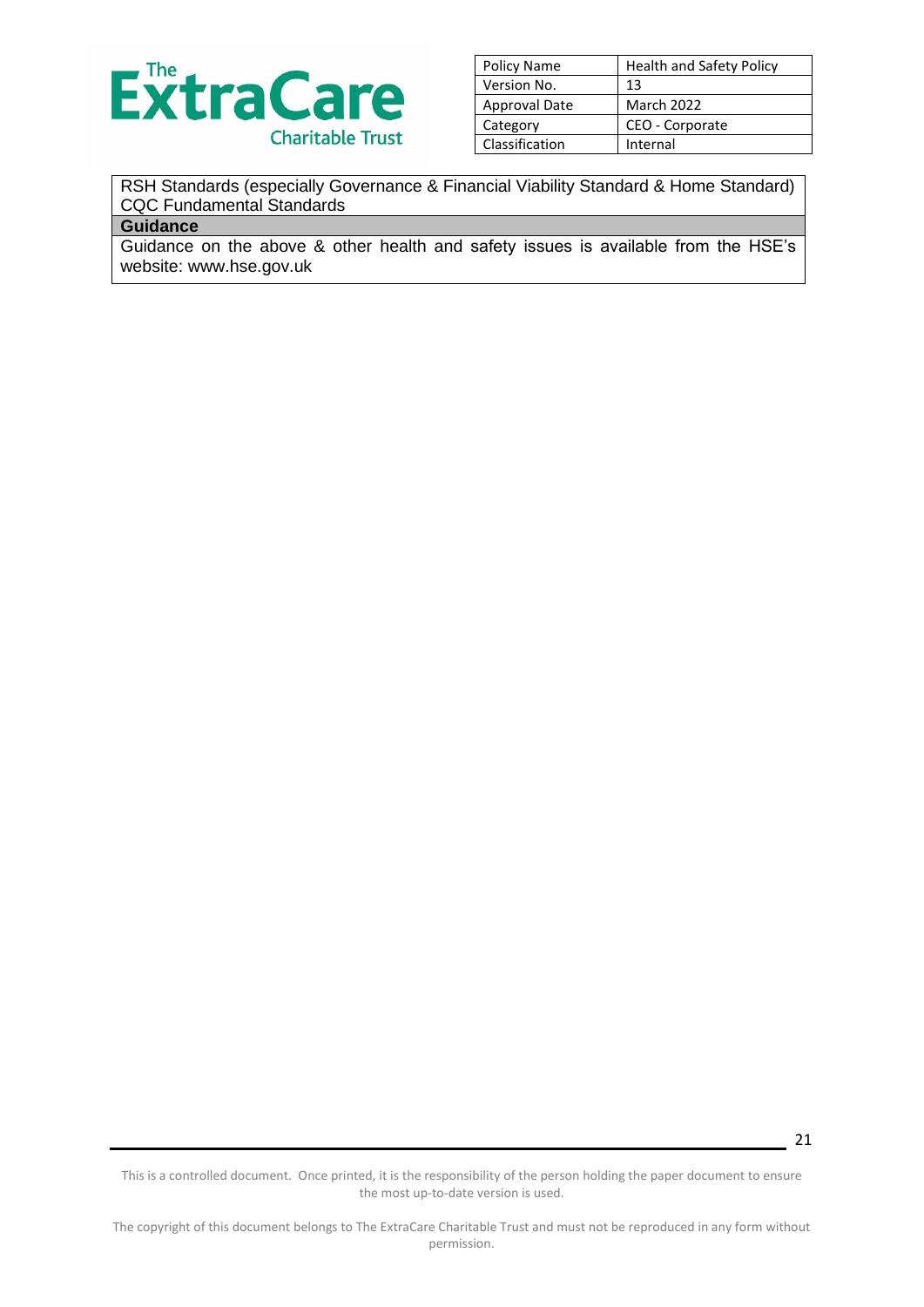| | |
|---|---|
| RSH Standards (especially Governance & Financial Viability Standard & Home Standard) CQC Fundamental Standards | |

**Guidance**

Guidance on the above & other health and safety issues is available from the HSE's website: www.hse.gov.uk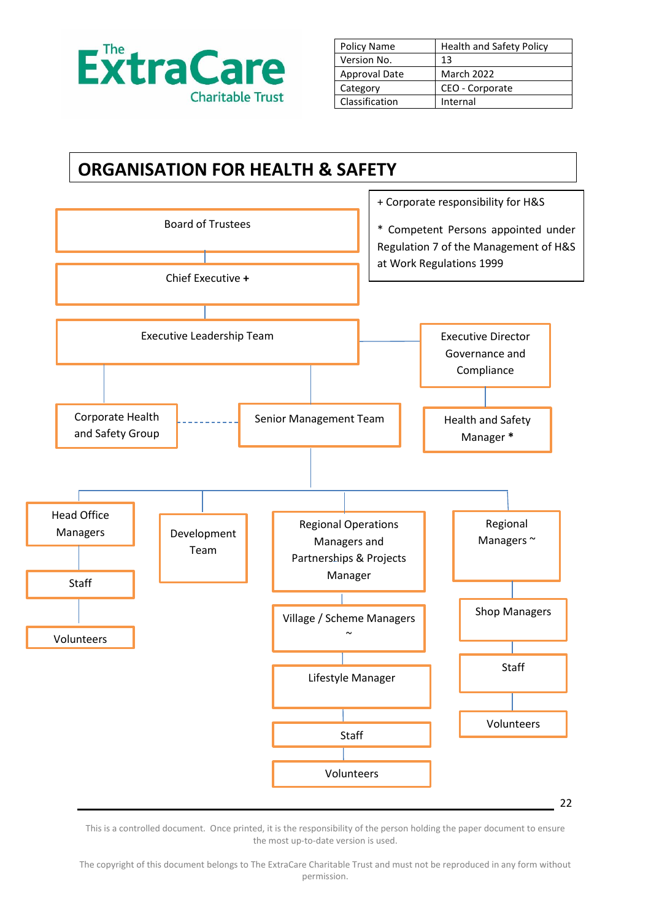| Policy Name | Health and Safety Policy |
|---|---|
| Version No. | 13 |
| Approval Date | March 2022 |
| Category | CEO - Corporate |
| Classification | Internal |

# ORGANISATION FOR HEALTH & SAFETY

+ Corporate responsibility for H&S

* Competent Persons appointed under Regulation 7 of the Management of H&S at Work Regulations 1999

Board of Trustees

Chief Executive +

Executive Leadership Team

Executive Director Governance and Compliance

Health and Safety Manager *

Corporate Health and Safety Group

Senior Management Team

Head Office Managers

Staff

Volunteers

Development Team

Regional Operations Managers and Partnerships & Projects Manager

Village / Scheme Managers ~

Lifestyle Manager

Staff

Volunteers

Regional Managers ~

Shop Managers

Staff

Volunteers

This is a controlled document. Once printed, it is the responsibility of the person holding the paper document to ensure the most up-to-date version is used.

The copyright of this document belongs to The ExtraCare Charitable Trust and must not be reproduced in any form without permission.